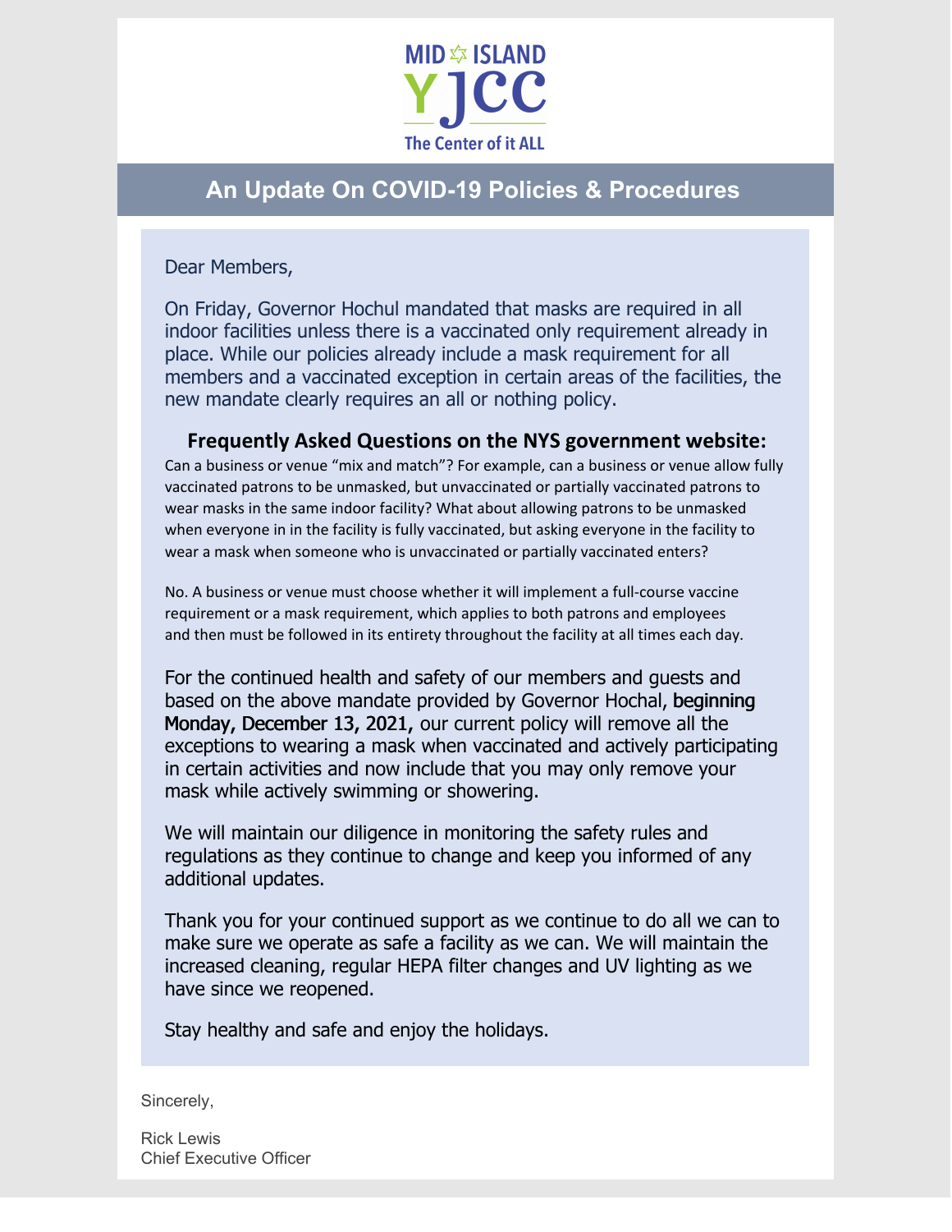MID ✡ ISLAND
YJCC
The Center of it ALL

# An Update On COVID-19 Policies & Procedures

Dear Members,

On Friday, Governor Hochul mandated that masks are required in all indoor facilities unless there is a vaccinated only requirement already in place. While our policies already include a mask requirement for all members and a vaccinated exception in certain areas of the facilities, the new mandate clearly requires an all or nothing policy.

### Frequently Asked Questions on the NYS government website:

Can a business or venue "mix and match"? For example, can a business or venue allow fully vaccinated patrons to be unmasked, but unvaccinated or partially vaccinated patrons to wear masks in the same indoor facility? What about allowing patrons to be unmasked when everyone in in the facility is fully vaccinated, but asking everyone in the facility to wear a mask when someone who is unvaccinated or partially vaccinated enters?

No. A business or venue must choose whether it will implement a full-course vaccine requirement or a mask requirement, which applies to both patrons and employees and then must be followed in its entirety throughout the facility at all times each day.

For the continued health and safety of our members and guests and based on the above mandate provided by Governor Hochal, **beginning Monday, December 13, 2021,** our current policy will remove all the exceptions to wearing a mask when vaccinated and actively participating in certain activities and now include that you may only remove your mask while actively swimming or showering.

We will maintain our diligence in monitoring the safety rules and regulations as they continue to change and keep you informed of any additional updates.

Thank you for your continued support as we continue to do all we can to make sure we operate as safe a facility as we can. We will maintain the increased cleaning, regular HEPA filter changes and UV lighting as we have since we reopened.

Stay healthy and safe and enjoy the holidays.

Sincerely,

Rick Lewis
Chief Executive Officer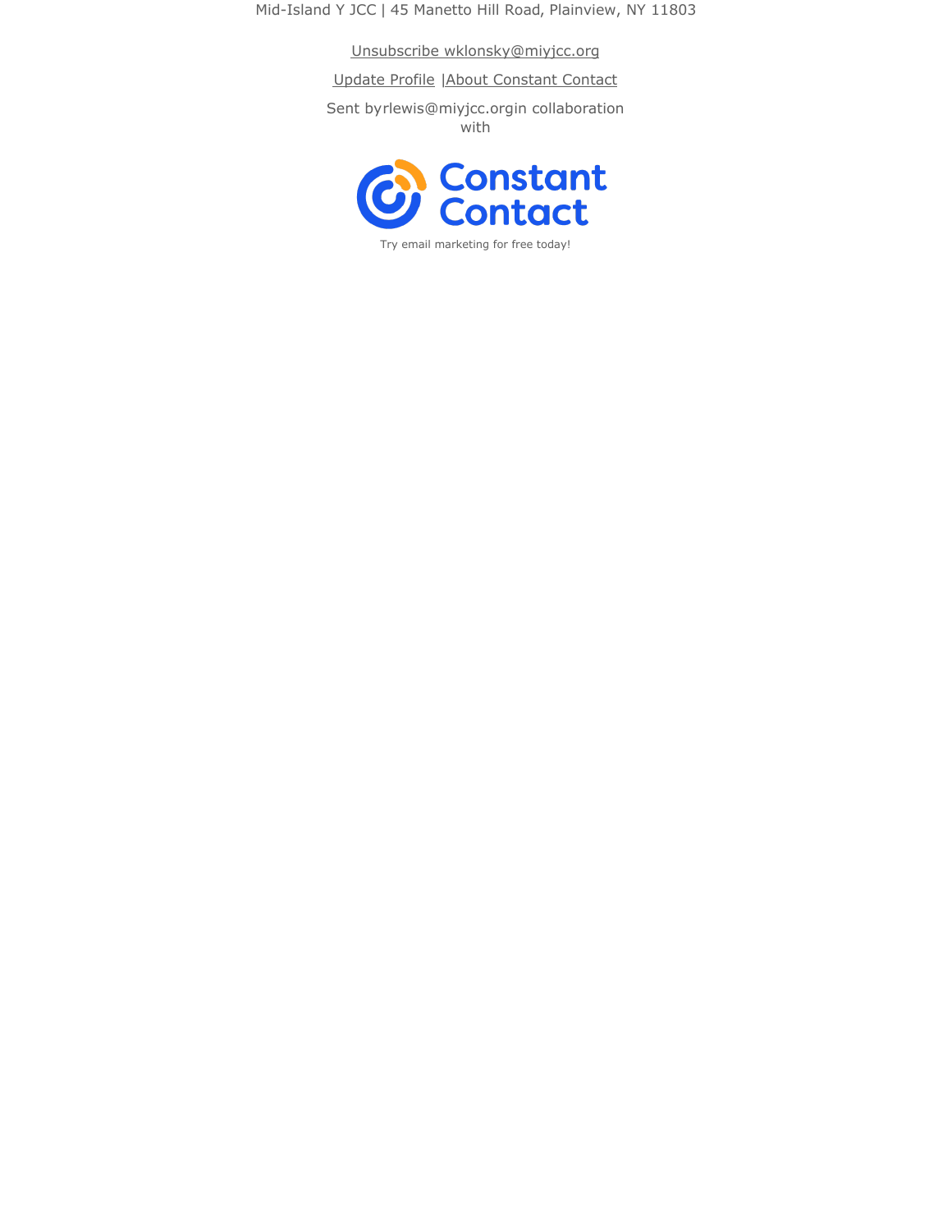Mid-Island Y JCC | 45 Manetto Hill Road, Plainview, NY 11803

Unsubscribe wklonsky@miyjcc.org

Update Profile |About Constant Contact

Sent byrlewis@miyjcc.orgin collaboration with

Constant Contact

Try email marketing for free today!